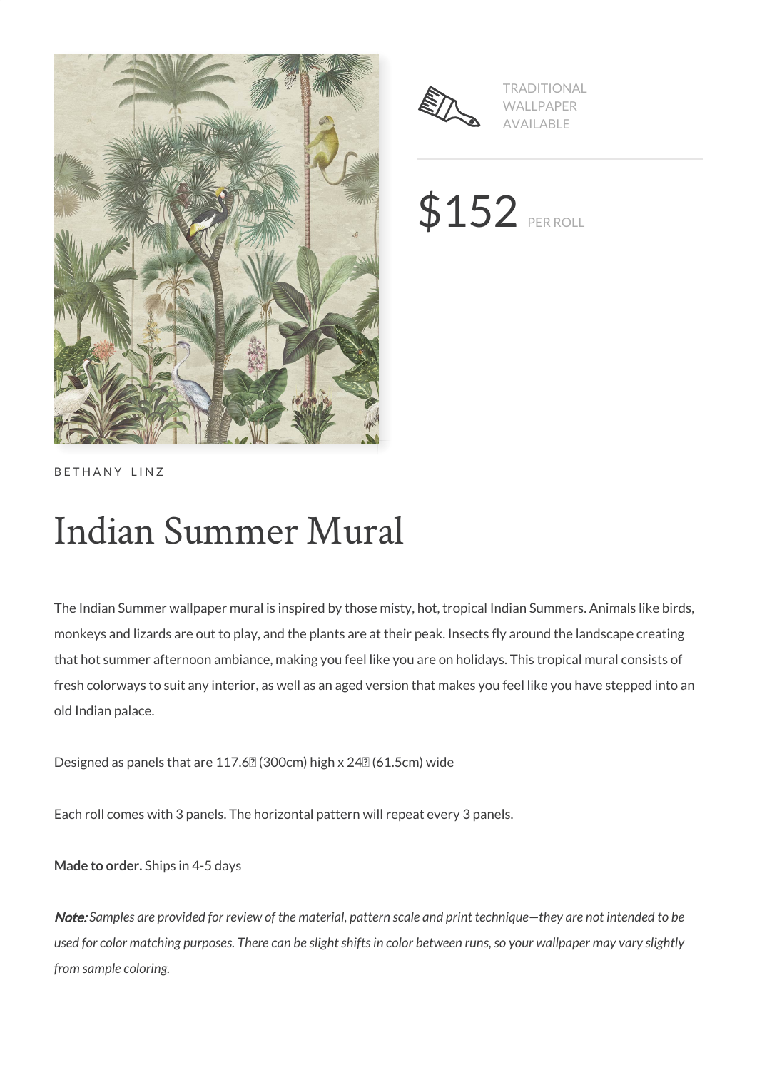TRADITIONAL WALLPAPER AVAILABLE

$152 PER ROLL

BETHANY LINZ

# Indian Summer Mural

The Indian Summer wallpaper mural is inspired by those misty, hot, tropical Indian Summers. Animals like birds, monkeys and lizards are out to play, and the plants are at their peak. Insects fly around the landscape creating that hot summer afternoon ambiance, making you feel like you are on holidays. This tropical mural consists of fresh colorways to suit any interior, as well as an aged version that makes you feel like you have stepped into an old Indian palace.

Designed as panels that are 117.6″ (300cm) high x 24″ (61.5cm) wide

Each roll comes with 3 panels. The horizontal pattern will repeat every 3 panels.

**Made to order.** Ships in 4-5 days

***Note:*** *Samples are provided for review of the material, pattern scale and print technique—they are not intended to be used for color matching purposes. There can be slight shifts in color between runs, so your wallpaper may vary slightly from sample coloring.*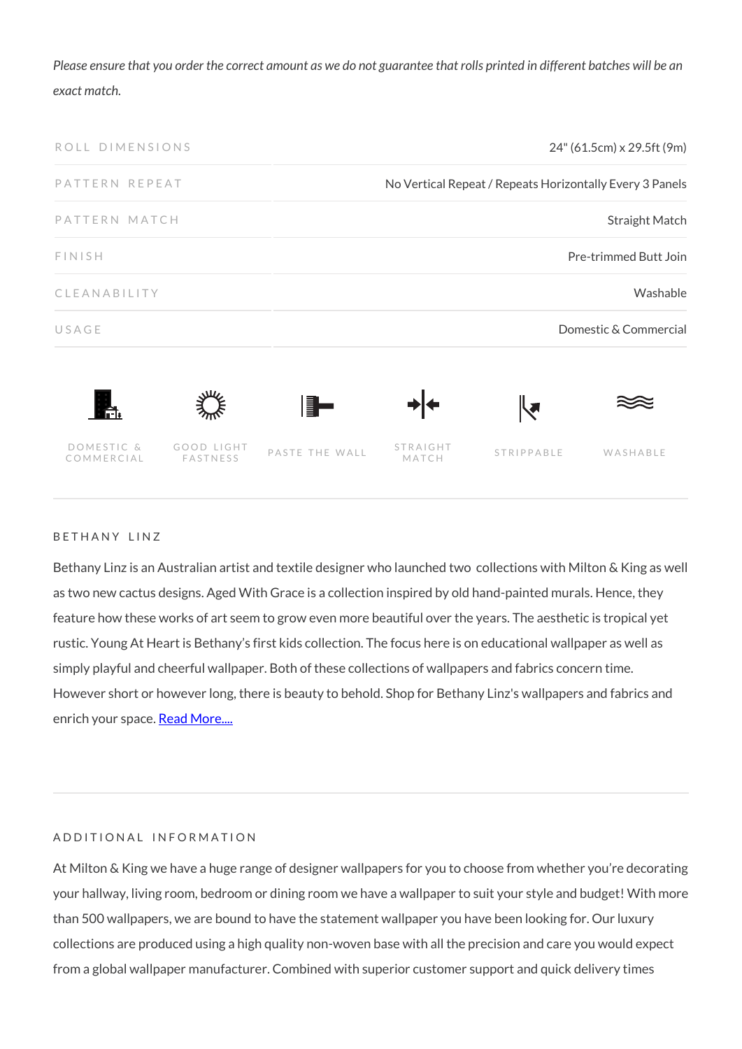*Please ensure that you order the correct amount as we do not guarantee that rolls printed in different batches will be an exact match.*

| | |
|---|---|
| ROLL DIMENSIONS | 24" (61.5cm) x 29.5ft (9m) |
| PATTERN REPEAT | No Vertical Repeat / Repeats Horizontally Every 3 Panels |
| PATTERN MATCH | Straight Match |
| FINISH | Pre-trimmed Butt Join |
| CLEANABILITY | Washable |
| USAGE | Domestic & Commercial |

DOMESTIC & COMMERCIAL | GOOD LIGHT FASTNESS | PASTE THE WALL | STRAIGHT MATCH | STRIPPABLE | WASHABLE

## BETHANY LINZ

Bethany Linz is an Australian artist and textile designer who launched two collections with Milton & King as well as two new cactus designs. Aged With Grace is a collection inspired by old hand-painted murals. Hence, they feature how these works of art seem to grow even more beautiful over the years. The aesthetic is tropical yet rustic. Young At Heart is Bethany's first kids collection. The focus here is on educational wallpaper as well as simply playful and cheerful wallpaper. Both of these collections of wallpapers and fabrics concern time. However short or however long, there is beauty to behold. Shop for Bethany Linz's wallpapers and fabrics and enrich your space. Read More....

## ADDITIONAL INFORMATION

At Milton & King we have a huge range of designer wallpapers for you to choose from whether you're decorating your hallway, living room, bedroom or dining room we have a wallpaper to suit your style and budget! With more than 500 wallpapers, we are bound to have the statement wallpaper you have been looking for. Our luxury collections are produced using a high quality non-woven base with all the precision and care you would expect from a global wallpaper manufacturer. Combined with superior customer support and quick delivery times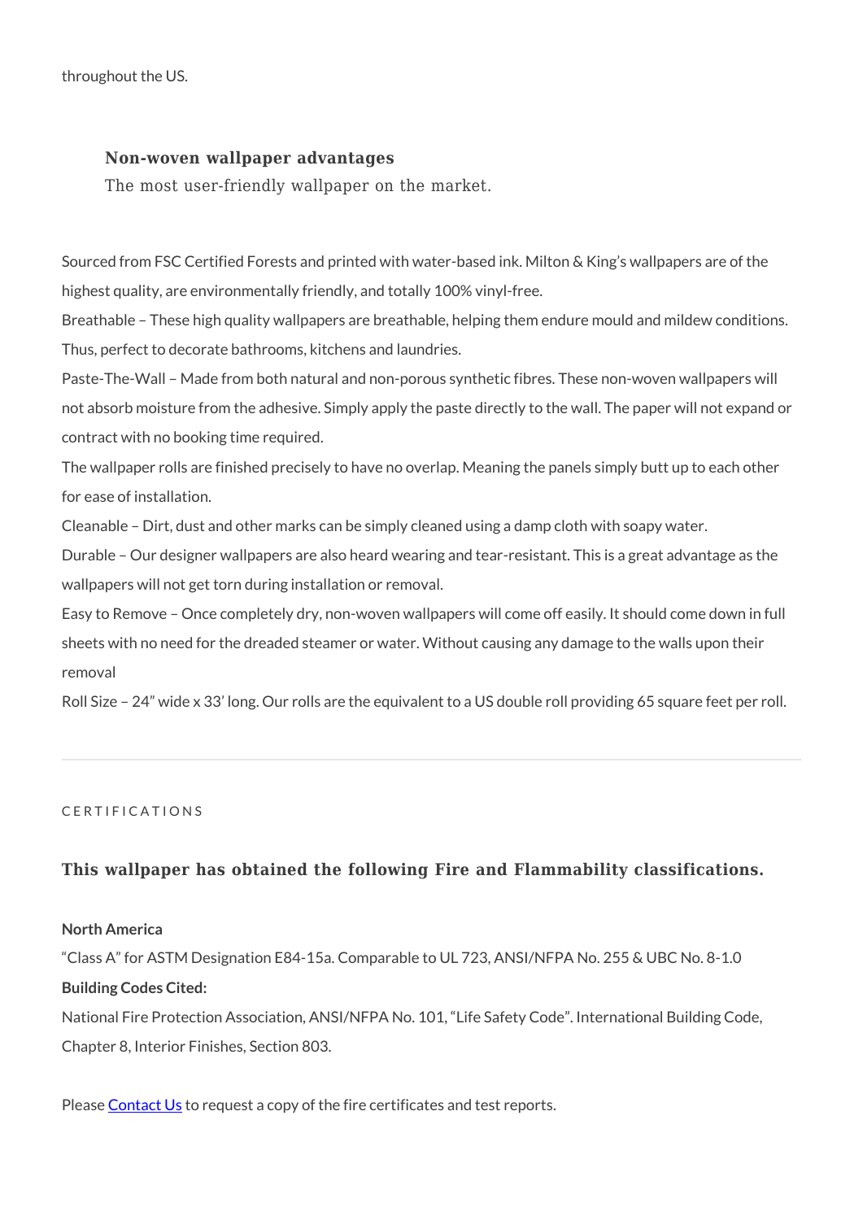throughout the US.

### Non-woven wallpaper advantages

The most user-friendly wallpaper on the market.

Sourced from FSC Certified Forests and printed with water-based ink. Milton & King's wallpapers are of the highest quality, are environmentally friendly, and totally 100% vinyl-free.

Breathable – These high quality wallpapers are breathable, helping them endure mould and mildew conditions. Thus, perfect to decorate bathrooms, kitchens and laundries.

Paste-The-Wall – Made from both natural and non-porous synthetic fibres. These non-woven wallpapers will not absorb moisture from the adhesive. Simply apply the paste directly to the wall. The paper will not expand or contract with no booking time required.

The wallpaper rolls are finished precisely to have no overlap. Meaning the panels simply butt up to each other for ease of installation.

Cleanable – Dirt, dust and other marks can be simply cleaned using a damp cloth with soapy water.

Durable – Our designer wallpapers are also heard wearing and tear-resistant. This is a great advantage as the wallpapers will not get torn during installation or removal.

Easy to Remove – Once completely dry, non-woven wallpapers will come off easily. It should come down in full sheets with no need for the dreaded steamer or water. Without causing any damage to the walls upon their removal

Roll Size – 24" wide x 33' long. Our rolls are the equivalent to a US double roll providing 65 square feet per roll.

---

CERTIFICATIONS

### This wallpaper has obtained the following Fire and Flammability classifications.

**North America**

"Class A" for ASTM Designation E84-15a. Comparable to UL 723, ANSI/NFPA No. 255 & UBC No. 8-1.0

**Building Codes Cited:**

National Fire Protection Association, ANSI/NFPA No. 101, "Life Safety Code". International Building Code, Chapter 8, Interior Finishes, Section 803.

Please Contact Us to request a copy of the fire certificates and test reports.